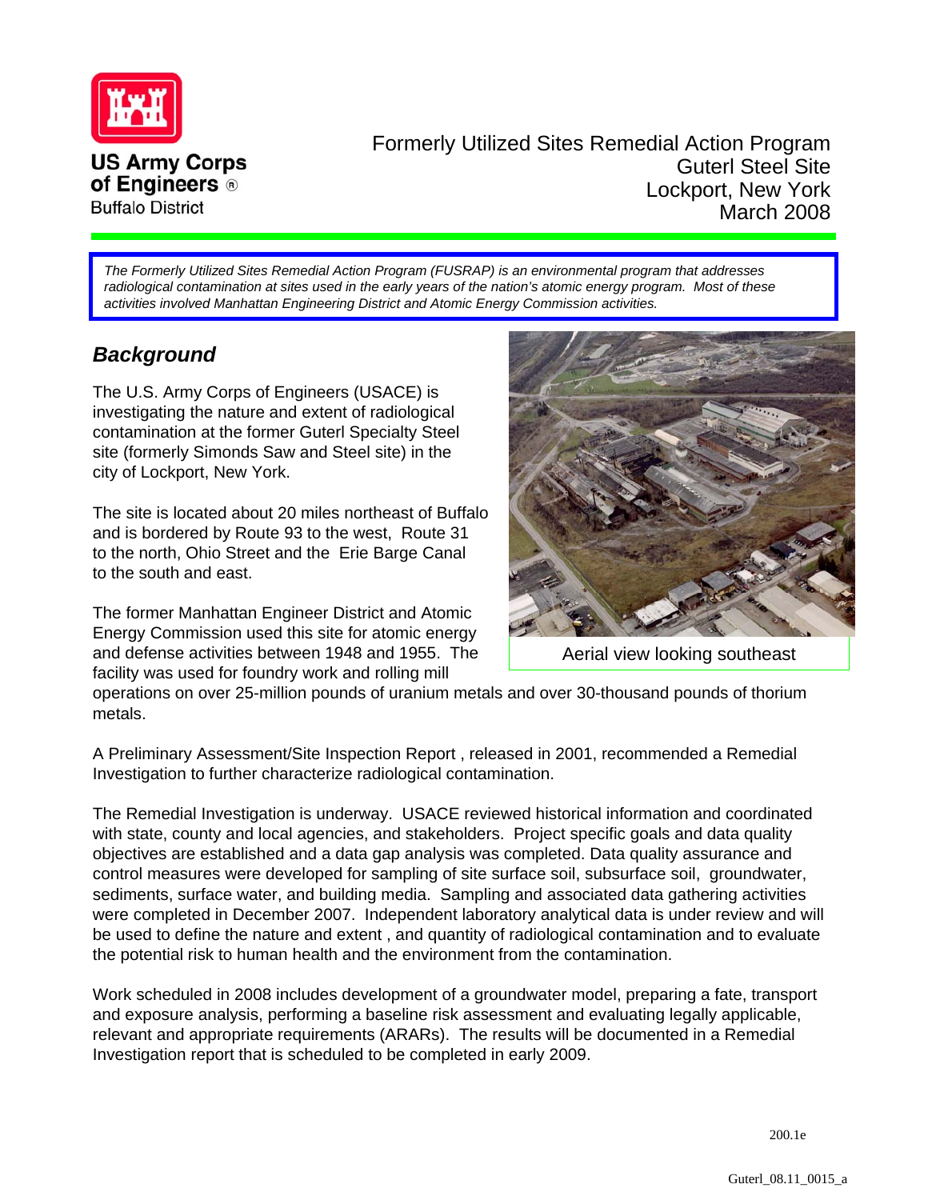US Army Corps of Engineers®
Buffalo District

Formerly Utilized Sites Remedial Action Program
Guterl Steel Site
Lockport, New York
March 2008

*The Formerly Utilized Sites Remedial Action Program (FUSRAP) is an environmental program that addresses radiological contamination at sites used in the early years of the nation's atomic energy program. Most of these activities involved Manhattan Engineering District and Atomic Energy Commission activities.*

## *Background*

The U.S. Army Corps of Engineers (USACE) is investigating the nature and extent of radiological contamination at the former Guterl Specialty Steel site (formerly Simonds Saw and Steel site) in the city of Lockport, New York.

The site is located about 20 miles northeast of Buffalo and is bordered by Route 93 to the west, Route 31 to the north, Ohio Street and the Erie Barge Canal to the south and east.

Aerial view looking southeast

The former Manhattan Engineer District and Atomic Energy Commission used this site for atomic energy and defense activities between 1948 and 1955. The facility was used for foundry work and rolling mill operations on over 25-million pounds of uranium metals and over 30-thousand pounds of thorium metals.

A Preliminary Assessment/Site Inspection Report , released in 2001, recommended a Remedial Investigation to further characterize radiological contamination.

The Remedial Investigation is underway. USACE reviewed historical information and coordinated with state, county and local agencies, and stakeholders. Project specific goals and data quality objectives are established and a data gap analysis was completed. Data quality assurance and control measures were developed for sampling of site surface soil, subsurface soil, groundwater, sediments, surface water, and building media. Sampling and associated data gathering activities were completed in December 2007. Independent laboratory analytical data is under review and will be used to define the nature and extent , and quantity of radiological contamination and to evaluate the potential risk to human health and the environment from the contamination.

Work scheduled in 2008 includes development of a groundwater model, preparing a fate, transport and exposure analysis, performing a baseline risk assessment and evaluating legally applicable, relevant and appropriate requirements (ARARs). The results will be documented in a Remedial Investigation report that is scheduled to be completed in early 2009.

200.1e

Guterl_08.11_0015_a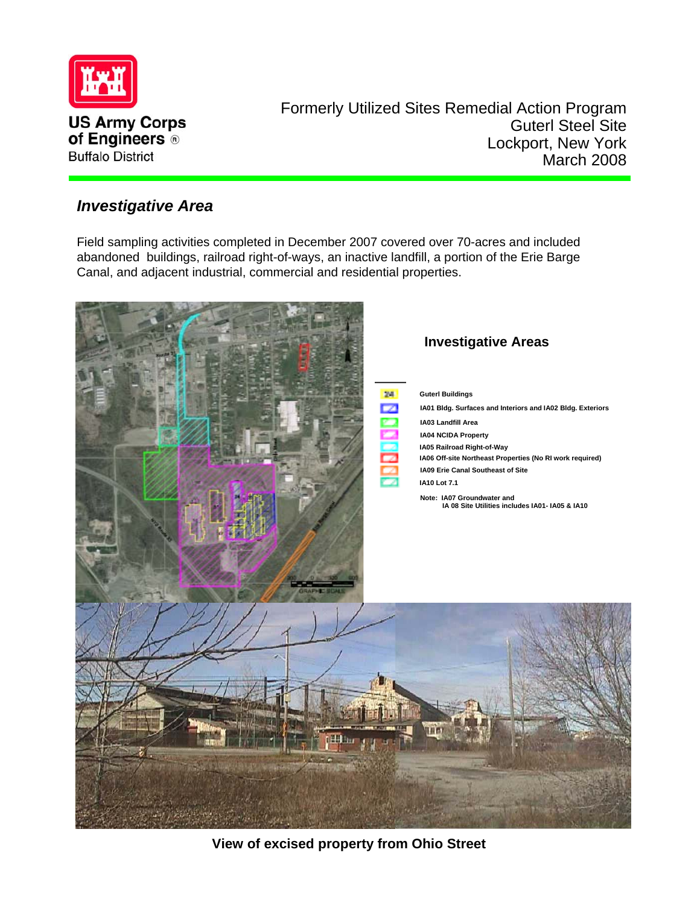# Formerly Utilized Sites Remedial Action Program

Guterl Steel Site
Lockport, New York
March 2008

US Army Corps of Engineers
Buffalo District

## *Investigative Area*

Field sampling activities completed in December 2007 covered over 70-acres and included abandoned buildings, railroad right-of-ways, an inactive landfill, a portion of the Erie Barge Canal, and adjacent industrial, commercial and residential properties.

### Investigative Areas

- Guterl Buildings
- IA01 Bldg. Surfaces and Interiors and IA02 Bldg. Exteriors
- IA03 Landfill Area
- IA04 NCIDA Property
- IA05 Railroad Right-of-Way
- IA06 Off-site Northeast Properties (No RI work required)
- IA09 Erie Canal Southeast of Site
- IA10 Lot 7.1

Note: IA07 Groundwater and IA 08 Site Utilities includes IA01- IA05 & IA10

**View of excised property from Ohio Street**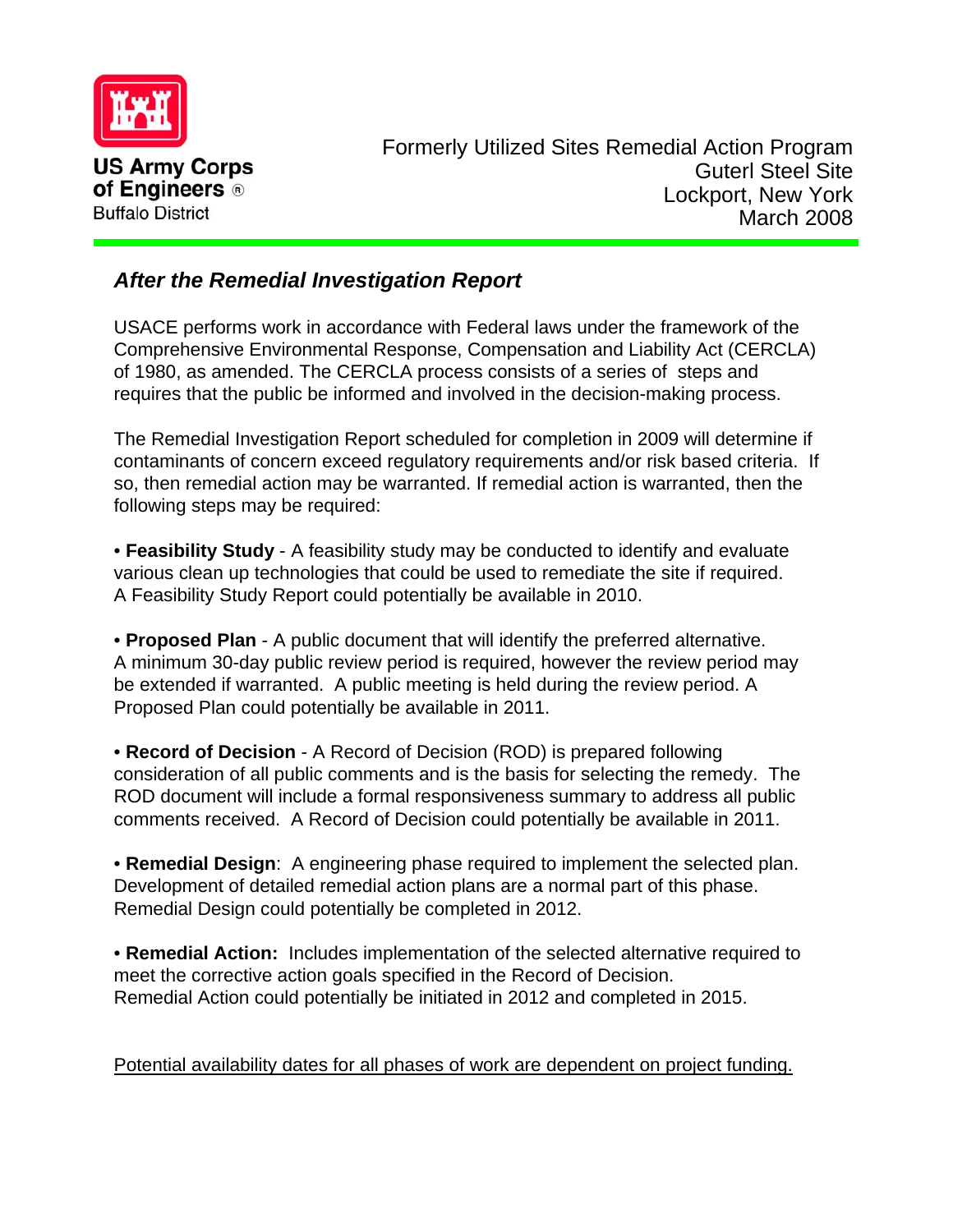US Army Corps of Engineers®
Buffalo District

Formerly Utilized Sites Remedial Action Program
Guterl Steel Site
Lockport, New York
March 2008

## *After the Remedial Investigation Report*

USACE performs work in accordance with Federal laws under the framework of the Comprehensive Environmental Response, Compensation and Liability Act (CERCLA) of 1980, as amended. The CERCLA process consists of a series of steps and requires that the public be informed and involved in the decision-making process.

The Remedial Investigation Report scheduled for completion in 2009 will determine if contaminants of concern exceed regulatory requirements and/or risk based criteria. If so, then remedial action may be warranted. If remedial action is warranted, then the following steps may be required:

- **Feasibility Study** - A feasibility study may be conducted to identify and evaluate various clean up technologies that could be used to remediate the site if required. A Feasibility Study Report could potentially be available in 2010.

- **Proposed Plan** - A public document that will identify the preferred alternative. A minimum 30-day public review period is required, however the review period may be extended if warranted. A public meeting is held during the review period. A Proposed Plan could potentially be available in 2011.

- **Record of Decision** - A Record of Decision (ROD) is prepared following consideration of all public comments and is the basis for selecting the remedy. The ROD document will include a formal responsiveness summary to address all public comments received. A Record of Decision could potentially be available in 2011.

- **Remedial Design**: A engineering phase required to implement the selected plan. Development of detailed remedial action plans are a normal part of this phase. Remedial Design could potentially be completed in 2012.

- **Remedial Action:** Includes implementation of the selected alternative required to meet the corrective action goals specified in the Record of Decision. Remedial Action could potentially be initiated in 2012 and completed in 2015.

<u>Potential availability dates for all phases of work are dependent on project funding.</u>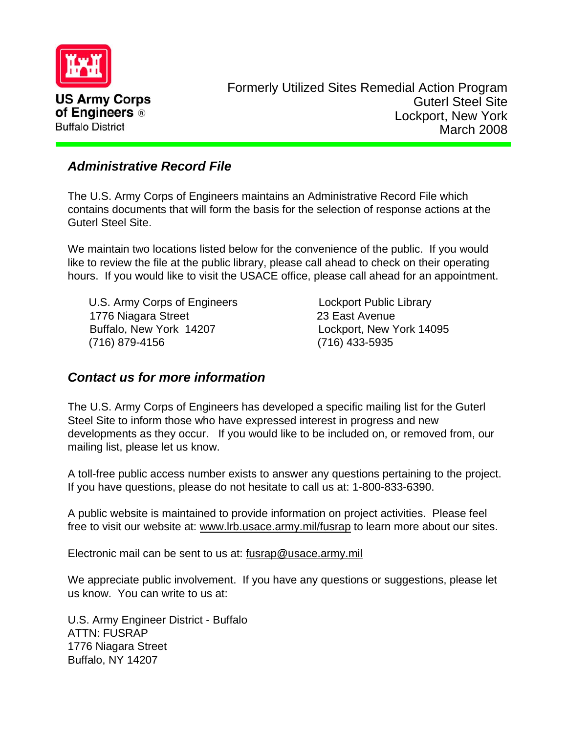US Army Corps of Engineers ®
Buffalo District

Formerly Utilized Sites Remedial Action Program
Guterl Steel Site
Lockport, New York
March 2008

## *Administrative Record File*

The U.S. Army Corps of Engineers maintains an Administrative Record File which contains documents that will form the basis for the selection of response actions at the Guterl Steel Site.

We maintain two locations listed below for the convenience of the public. If you would like to review the file at the public library, please call ahead to check on their operating hours. If you would like to visit the USACE office, please call ahead for an appointment.

U.S. Army Corps of Engineers
1776 Niagara Street
Buffalo, New York 14207
(716) 879-4156

Lockport Public Library
23 East Avenue
Lockport, New York 14095
(716) 433-5935

## *Contact us for more information*

The U.S. Army Corps of Engineers has developed a specific mailing list for the Guterl Steel Site to inform those who have expressed interest in progress and new developments as they occur. If you would like to be included on, or removed from, our mailing list, please let us know.

A toll-free public access number exists to answer any questions pertaining to the project. If you have questions, please do not hesitate to call us at: 1-800-833-6390.

A public website is maintained to provide information on project activities. Please feel free to visit our website at: www.lrb.usace.army.mil/fusrap to learn more about our sites.

Electronic mail can be sent to us at: fusrap@usace.army.mil

We appreciate public involvement. If you have any questions or suggestions, please let us know. You can write to us at:

U.S. Army Engineer District - Buffalo
ATTN: FUSRAP
1776 Niagara Street
Buffalo, NY 14207